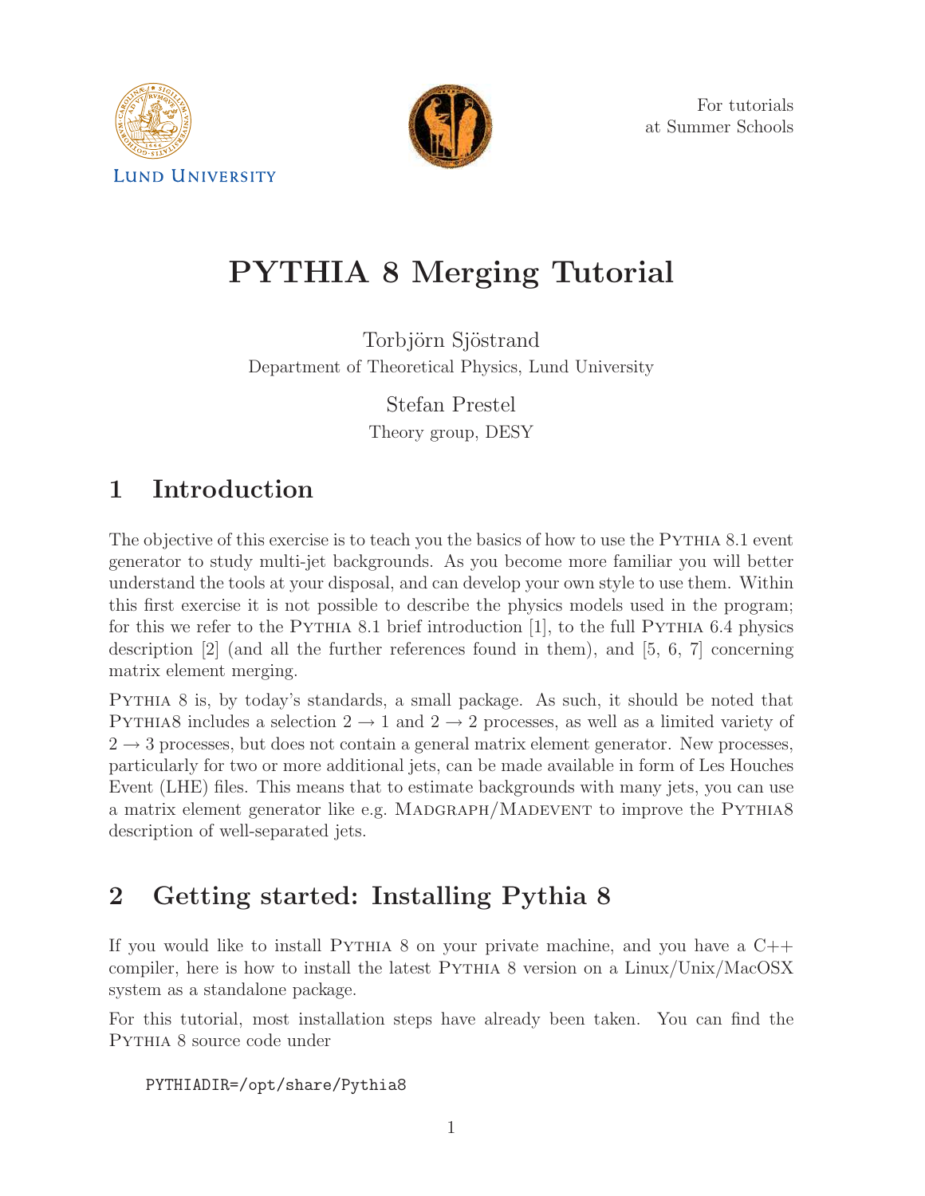For tutorials
at Summer Schools

# PYTHIA 8 Merging Tutorial

Torbjörn Sjöstrand
Department of Theoretical Physics, Lund University

Stefan Prestel
Theory group, DESY

## 1 Introduction

The objective of this exercise is to teach you the basics of how to use the PYTHIA 8.1 event generator to study multi-jet backgrounds. As you become more familiar you will better understand the tools at your disposal, and can develop your own style to use them. Within this first exercise it is not possible to describe the physics models used in the program; for this we refer to the PYTHIA 8.1 brief introduction [1], to the full PYTHIA 6.4 physics description [2] (and all the further references found in them), and [5, 6, 7] concerning matrix element merging.

PYTHIA 8 is, by today's standards, a small package. As such, it should be noted that PYTHIA8 includes a selection $2 \to 1$ and $2 \to 2$ processes, as well as a limited variety of $2 \to 3$ processes, but does not contain a general matrix element generator. New processes, particularly for two or more additional jets, can be made available in form of Les Houches Event (LHE) files. This means that to estimate backgrounds with many jets, you can use a matrix element generator like e.g. MADGRAPH/MADEVENT to improve the PYTHIA8 description of well-separated jets.

## 2 Getting started: Installing Pythia 8

If you would like to install PYTHIA 8 on your private machine, and you have a C++ compiler, here is how to install the latest PYTHIA 8 version on a Linux/Unix/MacOSX system as a standalone package.

For this tutorial, most installation steps have already been taken. You can find the PYTHIA 8 source code under

```
PYTHIADIR=/opt/share/Pythia8
```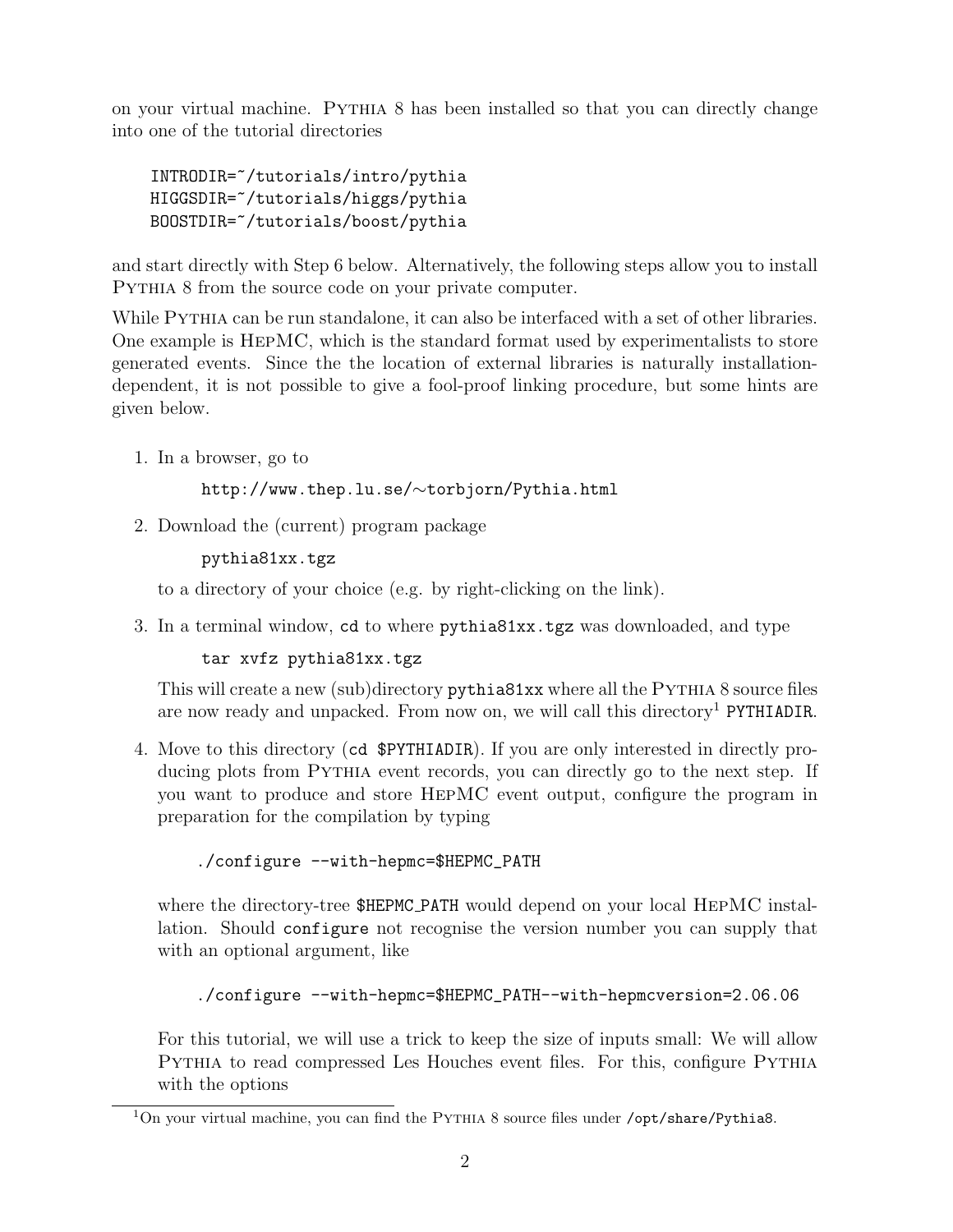on your virtual machine. Pythia 8 has been installed so that you can directly change into one of the tutorial directories

```
INTRODIR=~/tutorials/intro/pythia
HIGGSDIR=~/tutorials/higgs/pythia
BOOSTDIR=~/tutorials/boost/pythia
```

and start directly with Step 6 below. Alternatively, the following steps allow you to install Pythia 8 from the source code on your private computer.

While Pythia can be run standalone, it can also be interfaced with a set of other libraries. One example is HepMC, which is the standard format used by experimentalists to store generated events. Since the the location of external libraries is naturally installation-dependent, it is not possible to give a fool-proof linking procedure, but some hints are given below.

1. In a browser, go to

   `http://www.thep.lu.se/∼torbjorn/Pythia.html`

2. Download the (current) program package

   `pythia81xx.tgz`

   to a directory of your choice (e.g. by right-clicking on the link).

3. In a terminal window, `cd` to where `pythia81xx.tgz` was downloaded, and type

   ```
   tar xvfz pythia81xx.tgz
   ```

   This will create a new (sub)directory `pythia81xx` where all the Pythia 8 source files are now ready and unpacked. From now on, we will call this directory[1] `PYTHIADIR`.

4. Move to this directory (`cd $PYTHIADIR`). If you are only interested in directly producing plots from Pythia event records, you can directly go to the next step. If you want to produce and store HepMC event output, configure the program in preparation for the compilation by typing

   ```
   ./configure --with-hepmc=$HEPMC_PATH
   ```

   where the directory-tree `$HEPMC_PATH` would depend on your local HepMC installation. Should `configure` not recognise the version number you can supply that with an optional argument, like

   ```
   ./configure --with-hepmc=$HEPMC_PATH--with-hepmcversion=2.06.06
   ```

   For this tutorial, we will use a trick to keep the size of inputs small: We will allow Pythia to read compressed Les Houches event files. For this, configure Pythia with the options

[1] On your virtual machine, you can find the Pythia 8 source files under `/opt/share/Pythia8`.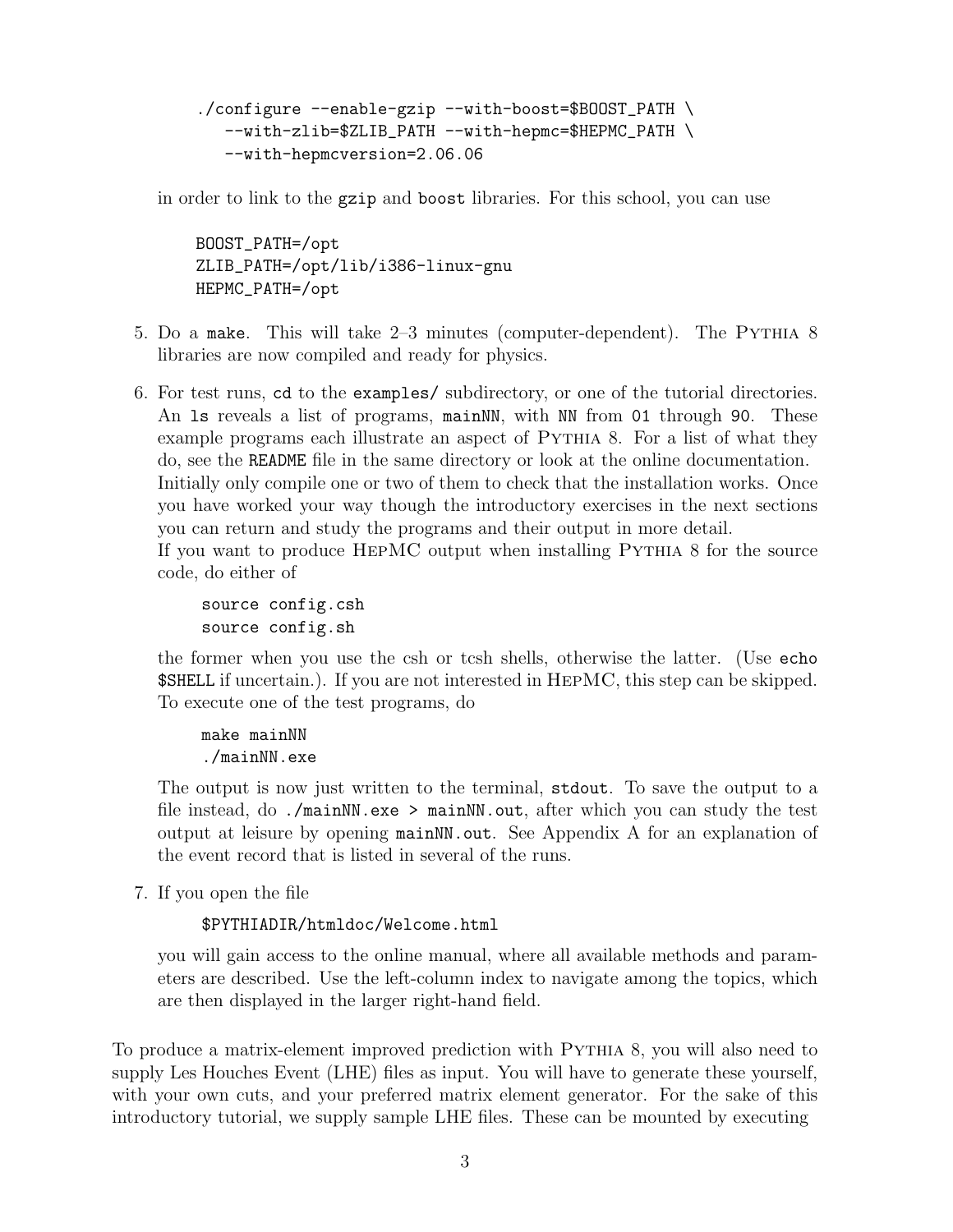```
./configure --enable-gzip --with-boost=$BOOST_PATH \
   --with-zlib=$ZLIB_PATH --with-hepmc=$HEPMC_PATH \
   --with-hepmcversion=2.06.06
```

in order to link to the `gzip` and `boost` libraries. For this school, you can use

```
BOOST_PATH=/opt
ZLIB_PATH=/opt/lib/i386-linux-gnu
HEPMC_PATH=/opt
```

5. Do a `make`. This will take 2–3 minutes (computer-dependent). The Pythia 8 libraries are now compiled and ready for physics.

6. For test runs, `cd` to the `examples/` subdirectory, or one of the tutorial directories. An `ls` reveals a list of programs, `mainNN`, with `NN` from `01` through `90`. These example programs each illustrate an aspect of Pythia 8. For a list of what they do, see the `README` file in the same directory or look at the online documentation. Initially only compile one or two of them to check that the installation works. Once you have worked your way though the introductory exercises in the next sections you can return and study the programs and their output in more detail.
   If you want to produce HepMC output when installing Pythia 8 for the source code, do either of

   ```
   source config.csh
   source config.sh
   ```

   the former when you use the csh or tcsh shells, otherwise the latter. (Use `echo $SHELL` if uncertain.). If you are not interested in HepMC, this step can be skipped. To execute one of the test programs, do

   ```
   make mainNN
   ./mainNN.exe
   ```

   The output is now just written to the terminal, `stdout`. To save the output to a file instead, do `./mainNN.exe > mainNN.out`, after which you can study the test output at leisure by opening `mainNN.out`. See Appendix A for an explanation of the event record that is listed in several of the runs.

7. If you open the file

   ```
   $PYTHIADIR/htmldoc/Welcome.html
   ```

   you will gain access to the online manual, where all available methods and parameters are described. Use the left-column index to navigate among the topics, which are then displayed in the larger right-hand field.

To produce a matrix-element improved prediction with Pythia 8, you will also need to supply Les Houches Event (LHE) files as input. You will have to generate these yourself, with your own cuts, and your preferred matrix element generator. For the sake of this introductory tutorial, we supply sample LHE files. These can be mounted by executing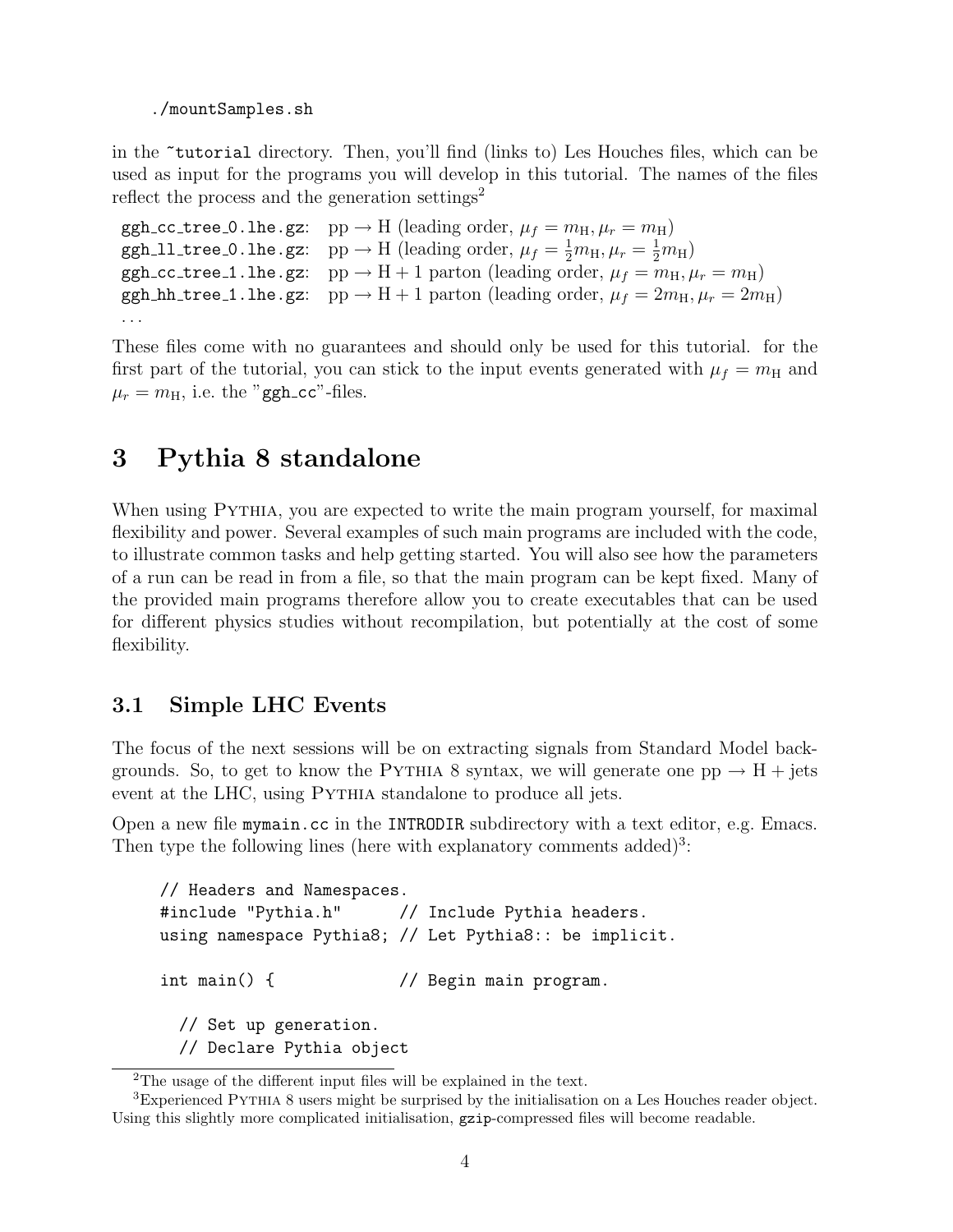```
./mountSamples.sh
```

in the ~tutorial directory. Then, you'll find (links to) Les Houches files, which can be used as input for the programs you will develop in this tutorial. The names of the files reflect the process and the generation settings[2]

`ggh_cc_tree_0.lhe.gz`: pp → H (leading order, $\mu_f = m_{\rm H}, \mu_r = m_{\rm H}$)
`ggh_ll_tree_0.lhe.gz`: pp → H (leading order, $\mu_f = \frac{1}{2}m_{\rm H}, \mu_r = \frac{1}{2}m_{\rm H}$)
`ggh_cc_tree_1.lhe.gz`: pp → H + 1 parton (leading order, $\mu_f = m_{\rm H}, \mu_r = m_{\rm H}$)
`ggh_hh_tree_1.lhe.gz`: pp → H + 1 parton (leading order, $\mu_f = 2m_{\rm H}, \mu_r = 2m_{\rm H}$)
...

These files come with no guarantees and should only be used for this tutorial. for the first part of the tutorial, you can stick to the input events generated with $\mu_f = m_{\rm H}$ and $\mu_r = m_{\rm H}$, i.e. the "`ggh_cc`"-files.

# 3 Pythia 8 standalone

When using Pythia, you are expected to write the main program yourself, for maximal flexibility and power. Several examples of such main programs are included with the code, to illustrate common tasks and help getting started. You will also see how the parameters of a run can be read in from a file, so that the main program can be kept fixed. Many of the provided main programs therefore allow you to create executables that can be used for different physics studies without recompilation, but potentially at the cost of some flexibility.

## 3.1 Simple LHC Events

The focus of the next sessions will be on extracting signals from Standard Model backgrounds. So, to get to know the Pythia 8 syntax, we will generate one pp → H + jets event at the LHC, using Pythia standalone to produce all jets.

Open a new file `mymain.cc` in the `INTRODIR` subdirectory with a text editor, e.g. Emacs. Then type the following lines (here with explanatory comments added)[3]:

```
// Headers and Namespaces.
#include "Pythia.h"      // Include Pythia headers.
using namespace Pythia8; // Let Pythia8:: be implicit.

int main() {             // Begin main program.

  // Set up generation.
  // Declare Pythia object
```

[2] The usage of the different input files will be explained in the text.

[3] Experienced Pythia 8 users might be surprised by the initialisation on a Les Houches reader object. Using this slightly more complicated initialisation, `gzip`-compressed files will become readable.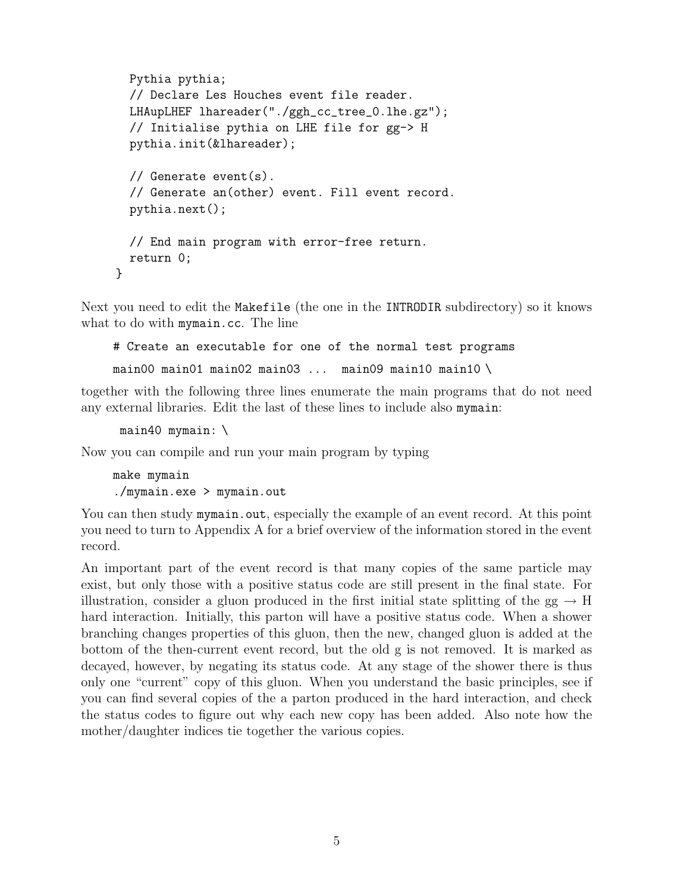```
  Pythia pythia;
  // Declare Les Houches event file reader.
  LHAupLHEF lhareader("./ggh_cc_tree_0.lhe.gz");
  // Initialise pythia on LHE file for gg-> H
  pythia.init(&lhareader);

  // Generate event(s).
  // Generate an(other) event. Fill event record.
  pythia.next();

  // End main program with error-free return.
  return 0;
}
```

Next you need to edit the `Makefile` (the one in the `INTRODIR` subdirectory) so it knows what to do with `mymain.cc`. The line

```
# Create an executable for one of the normal test programs
main00 main01 main02 main03 ...  main09 main10 main10 \
```

together with the following three lines enumerate the main programs that do not need any external libraries. Edit the last of these lines to include also `mymain`:

```
 main40 mymain: \
```

Now you can compile and run your main program by typing

```
make mymain
./mymain.exe > mymain.out
```

You can then study `mymain.out`, especially the example of an event record. At this point you need to turn to Appendix A for a brief overview of the information stored in the event record.

An important part of the event record is that many copies of the same particle may exist, but only those with a positive status code are still present in the final state. For illustration, consider a gluon produced in the first initial state splitting of the gg $\rightarrow$ H hard interaction. Initially, this parton will have a positive status code. When a shower branching changes properties of this gluon, then the new, changed gluon is added at the bottom of the then-current event record, but the old g is not removed. It is marked as decayed, however, by negating its status code. At any stage of the shower there is thus only one "current" copy of this gluon. When you understand the basic principles, see if you can find several copies of the a parton produced in the hard interaction, and check the status codes to figure out why each new copy has been added. Also note how the mother/daughter indices tie together the various copies.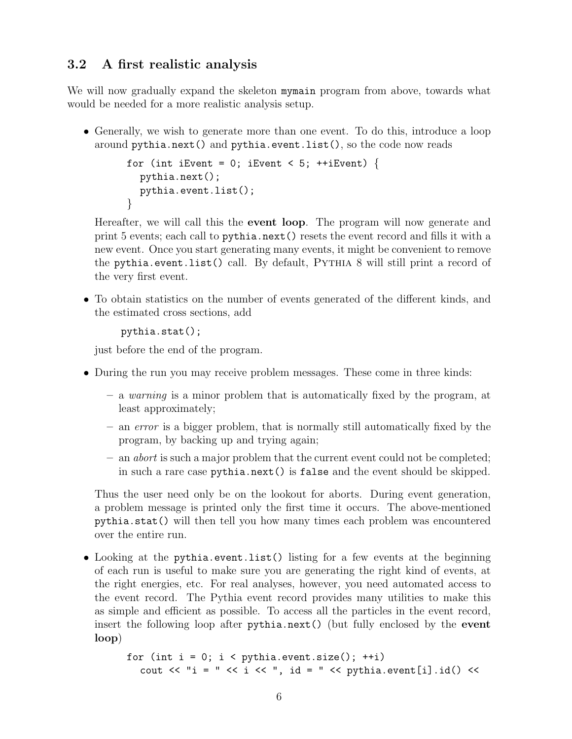### 3.2 A first realistic analysis

We will now gradually expand the skeleton `mymain` program from above, towards what would be needed for a more realistic analysis setup.

- Generally, we wish to generate more than one event. To do this, introduce a loop around `pythia.next()` and `pythia.event.list()`, so the code now reads

  ```
  for (int iEvent = 0; iEvent < 5; ++iEvent) {
    pythia.next();
    pythia.event.list();
  }
  ```

  Hereafter, we will call this the **event loop**. The program will now generate and print 5 events; each call to `pythia.next()` resets the event record and fills it with a new event. Once you start generating many events, it might be convenient to remove the `pythia.event.list()` call. By default, PYTHIA 8 will still print a record of the very first event.

- To obtain statistics on the number of events generated of the different kinds, and the estimated cross sections, add

  ```
  pythia.stat();
  ```

  just before the end of the program.

- During the run you may receive problem messages. These come in three kinds:
  - a *warning* is a minor problem that is automatically fixed by the program, at least approximately;
  - an *error* is a bigger problem, that is normally still automatically fixed by the program, by backing up and trying again;
  - an *abort* is such a major problem that the current event could not be completed; in such a rare case `pythia.next()` is `false` and the event should be skipped.

  Thus the user need only be on the lookout for aborts. During event generation, a problem message is printed only the first time it occurs. The above-mentioned `pythia.stat()` will then tell you how many times each problem was encountered over the entire run.

- Looking at the `pythia.event.list()` listing for a few events at the beginning of each run is useful to make sure you are generating the right kind of events, at the right energies, etc. For real analyses, however, you need automated access to the event record. The Pythia event record provides many utilities to make this as simple and efficient as possible. To access all the particles in the event record, insert the following loop after `pythia.next()` (but fully enclosed by the **event loop**)

  ```
  for (int i = 0; i < pythia.event.size(); ++i)
    cout << "i = " << i << ", id = " << pythia.event[i].id() <<
  ```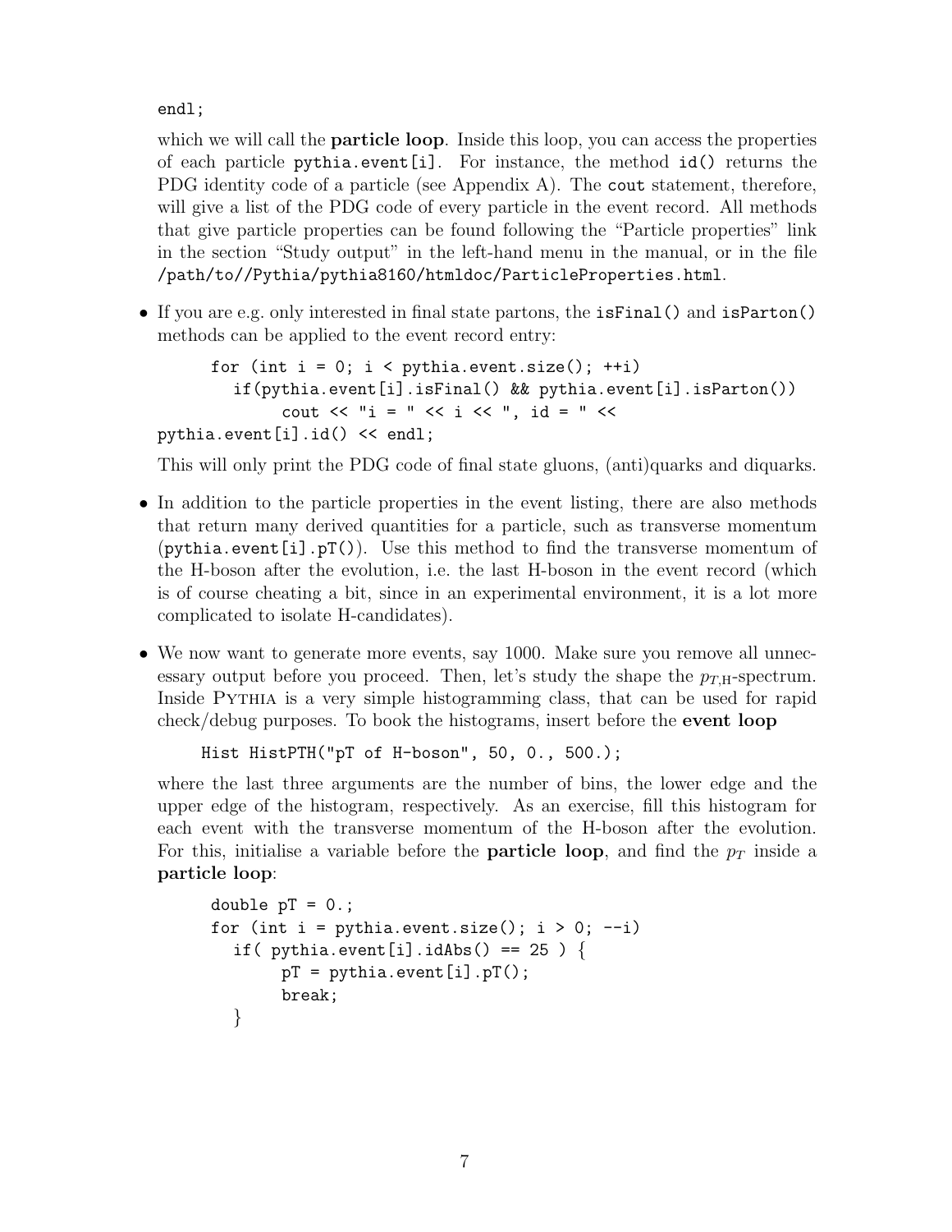```
endl;
```

which we will call the **particle loop**. Inside this loop, you can access the properties of each particle `pythia.event[i]`. For instance, the method `id()` returns the PDG identity code of a particle (see Appendix A). The `cout` statement, therefore, will give a list of the PDG code of every particle in the event record. All methods that give particle properties can be found following the "Particle properties" link in the section "Study output" in the left-hand menu in the manual, or in the file `/path/to//Pythia/pythia8160/htmldoc/ParticleProperties.html`.

- If you are e.g. only interested in final state partons, the `isFinal()` and `isParton()` methods can be applied to the event record entry:

  ```
  for (int i = 0; i < pythia.event.size(); ++i)
    if(pythia.event[i].isFinal() && pythia.event[i].isParton())
        cout << "i = " << i << ", id = " <<
  pythia.event[i].id() << endl;
  ```

  This will only print the PDG code of final state gluons, (anti)quarks and diquarks.

- In addition to the particle properties in the event listing, there are also methods that return many derived quantities for a particle, such as transverse momentum (`pythia.event[i].pT()`). Use this method to find the transverse momentum of the H-boson after the evolution, i.e. the last H-boson in the event record (which is of course cheating a bit, since in an experimental environment, it is a lot more complicated to isolate H-candidates).

- We now want to generate more events, say 1000. Make sure you remove all unnecessary output before you proceed. Then, let's study the shape the $p_{T,\mathrm{H}}$-spectrum. Inside PYTHIA is a very simple histogramming class, that can be used for rapid check/debug purposes. To book the histograms, insert before the **event loop**

  ```
  Hist HistPTH("pT of H-boson", 50, 0., 500.);
  ```

  where the last three arguments are the number of bins, the lower edge and the upper edge of the histogram, respectively. As an exercise, fill this histogram for each event with the transverse momentum of the H-boson after the evolution. For this, initialise a variable before the **particle loop**, and find the $p_T$ inside a **particle loop**:

  ```
  double pT = 0.;
  for (int i = pythia.event.size(); i > 0; --i)
    if( pythia.event[i].idAbs() == 25 ) {
        pT = pythia.event[i].pT();
        break;
    }
  ```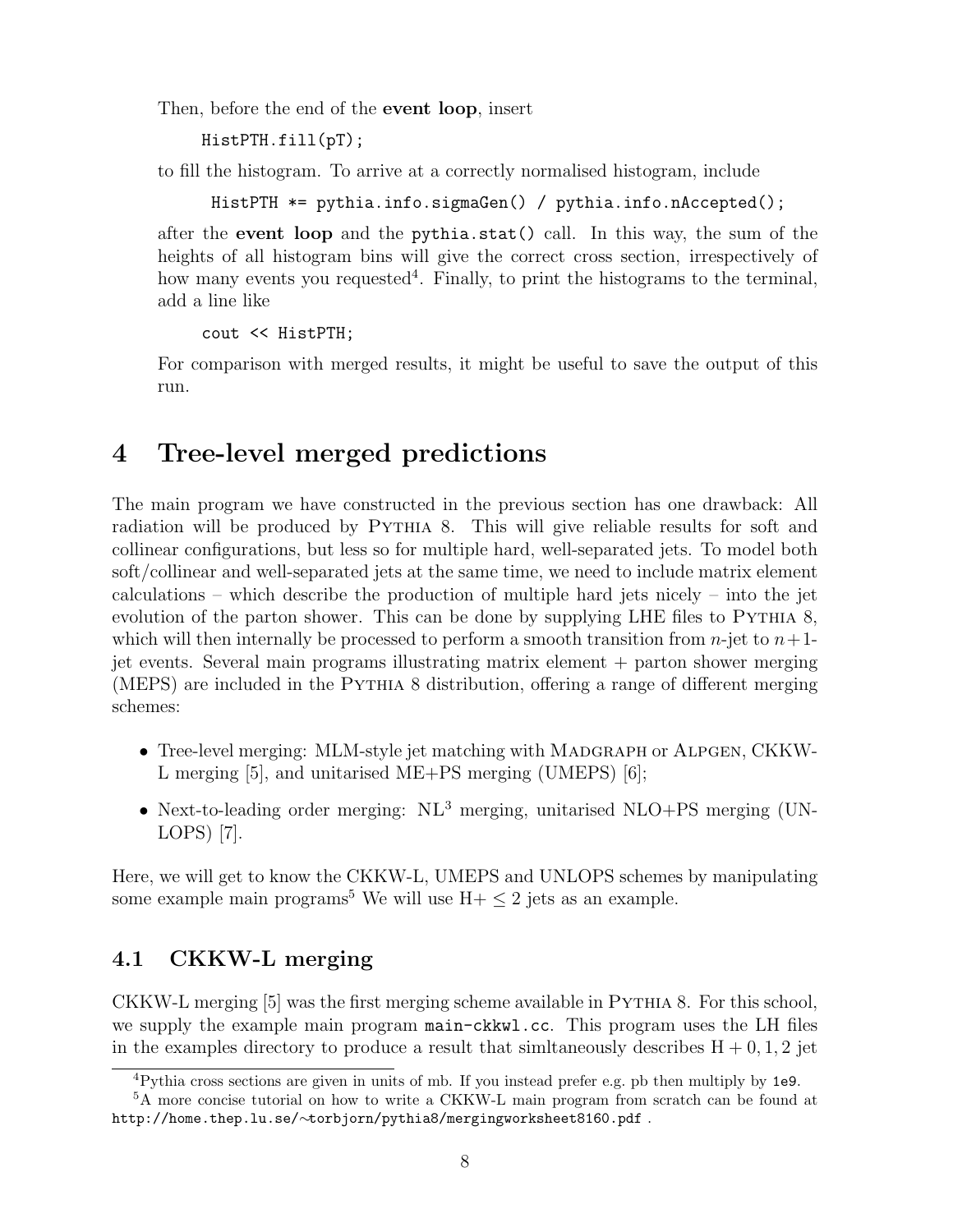Then, before the end of the **event loop**, insert

```
HistPTH.fill(pT);
```

to fill the histogram. To arrive at a correctly normalised histogram, include

```
HistPTH *= pythia.info.sigmaGen() / pythia.info.nAccepted();
```

after the **event loop** and the `pythia.stat()` call. In this way, the sum of the heights of all histogram bins will give the correct cross section, irrespectively of how many events you requested[4]. Finally, to print the histograms to the terminal, add a line like

```
cout << HistPTH;
```

For comparison with merged results, it might be useful to save the output of this run.

# 4 Tree-level merged predictions

The main program we have constructed in the previous section has one drawback: All radiation will be produced by PYTHIA 8. This will give reliable results for soft and collinear configurations, but less so for multiple hard, well-separated jets. To model both soft/collinear and well-separated jets at the same time, we need to include matrix element calculations – which describe the production of multiple hard jets nicely – into the jet evolution of the parton shower. This can be done by supplying LHE files to PYTHIA 8, which will then internally be processed to perform a smooth transition from $n$-jet to $n+1$-jet events. Several main programs illustrating matrix element + parton shower merging (MEPS) are included in the PYTHIA 8 distribution, offering a range of different merging schemes:

- Tree-level merging: MLM-style jet matching with MADGRAPH or ALPGEN, CKKW-L merging [5], and unitarised ME+PS merging (UMEPS) [6];
- Next-to-leading order merging: $NL^3$ merging, unitarised NLO+PS merging (UNLOPS) [7].

Here, we will get to know the CKKW-L, UMEPS and UNLOPS schemes by manipulating some example main programs[5] We will use $H+\leq 2$ jets as an example.

## 4.1 CKKW-L merging

CKKW-L merging [5] was the first merging scheme available in PYTHIA 8. For this school, we supply the example main program `main-ckkwl.cc`. This program uses the LH files in the examples directory to produce a result that simltaneously describes $H+0,1,2$ jet

[4] Pythia cross sections are given in units of mb. If you instead prefer e.g. pb then multiply by `1e9`.

[5] A more concise tutorial on how to write a CKKW-L main program from scratch can be found at `http://home.thep.lu.se/~torbjorn/pythia8/mergingworksheet8160.pdf` .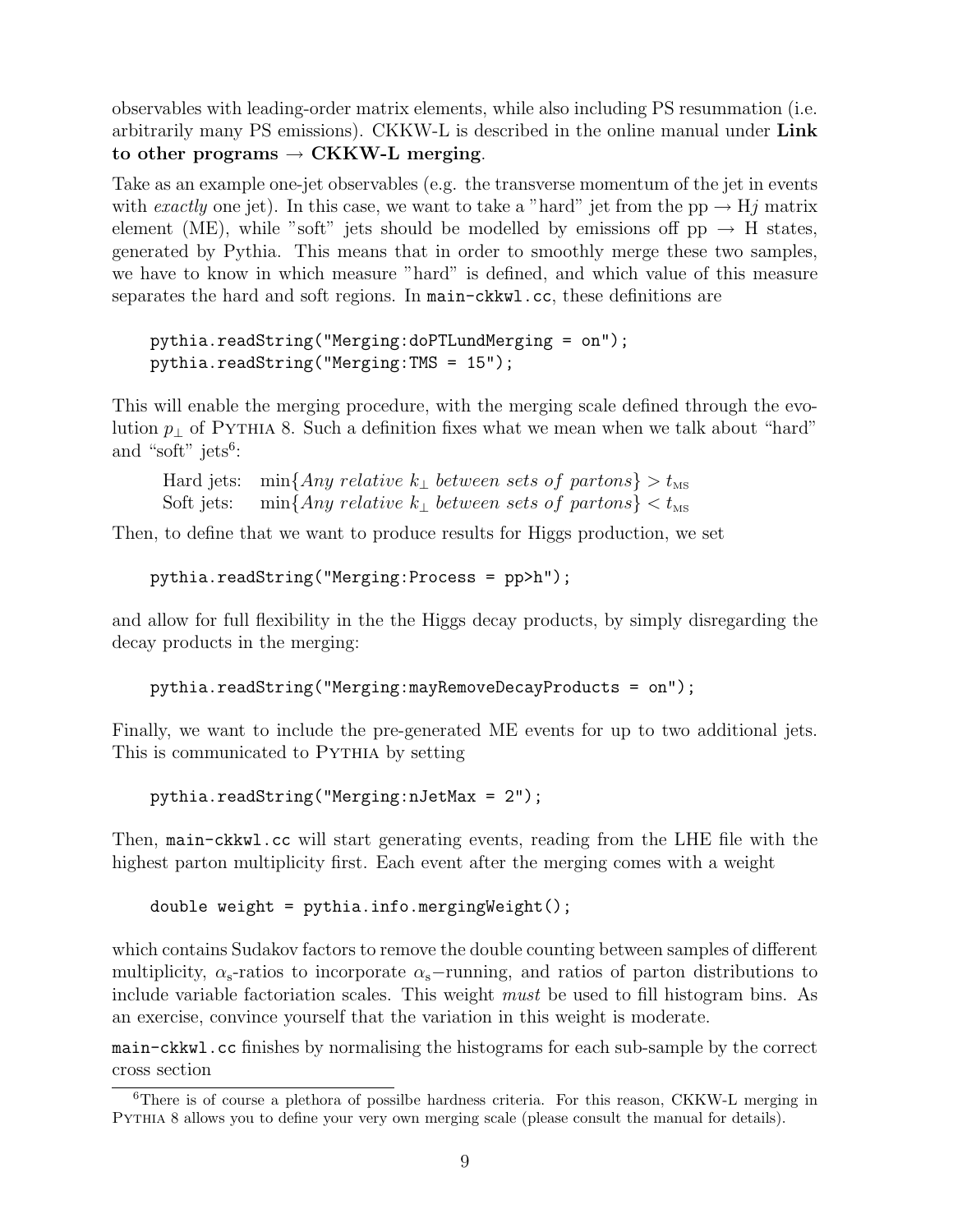observables with leading-order matrix elements, while also including PS resummation (i.e. arbitrarily many PS emissions). CKKW-L is described in the online manual under **Link to other programs → CKKW-L merging**.

Take as an example one-jet observables (e.g. the transverse momentum of the jet in events with *exactly* one jet). In this case, we want to take a "hard" jet from the $\mathrm{pp} \to \mathrm{H}j$ matrix element (ME), while "soft" jets should be modelled by emissions off $\mathrm{pp} \to \mathrm{H}$ states, generated by Pythia. This means that in order to smoothly merge these two samples, we have to know in which measure "hard" is defined, and which value of this measure separates the hard and soft regions. In `main-ckkwl.cc`, these definitions are

```
pythia.readString("Merging:doPTLundMerging = on");
pythia.readString("Merging:TMS = 15");
```

This will enable the merging procedure, with the merging scale defined through the evolution $p_{\perp}$ of PYTHIA 8. Such a definition fixes what we mean when we talk about "hard" and "soft" jets[6]:

Hard jets: $\min\{Any\ relative\ k_{\perp}\ between\ sets\ of\ partons\} > t_{\mathrm{MS}}$
Soft jets: $\min\{Any\ relative\ k_{\perp}\ between\ sets\ of\ partons\} < t_{\mathrm{MS}}$

Then, to define that we want to produce results for Higgs production, we set

```
pythia.readString("Merging:Process = pp>h");
```

and allow for full flexibility in the the Higgs decay products, by simply disregarding the decay products in the merging:

```
pythia.readString("Merging:mayRemoveDecayProducts = on");
```

Finally, we want to include the pre-generated ME events for up to two additional jets. This is communicated to PYTHIA by setting

```
pythia.readString("Merging:nJetMax = 2");
```

Then, `main-ckkwl.cc` will start generating events, reading from the LHE file with the highest parton multiplicity first. Each event after the merging comes with a weight

```
double weight = pythia.info.mergingWeight();
```

which contains Sudakov factors to remove the double counting between samples of different multiplicity, $\alpha_{\mathrm{s}}$-ratios to incorporate $\alpha_{\mathrm{s}}-$running, and ratios of parton distributions to include variable factoriation scales. This weight *must* be used to fill histogram bins. As an exercise, convince yourself that the variation in this weight is moderate.

`main-ckkwl.cc` finishes by normalising the histograms for each sub-sample by the correct cross section

[6] There is of course a plethora of possilbe hardness criteria. For this reason, CKKW-L merging in PYTHIA 8 allows you to define your very own merging scale (please consult the manual for details).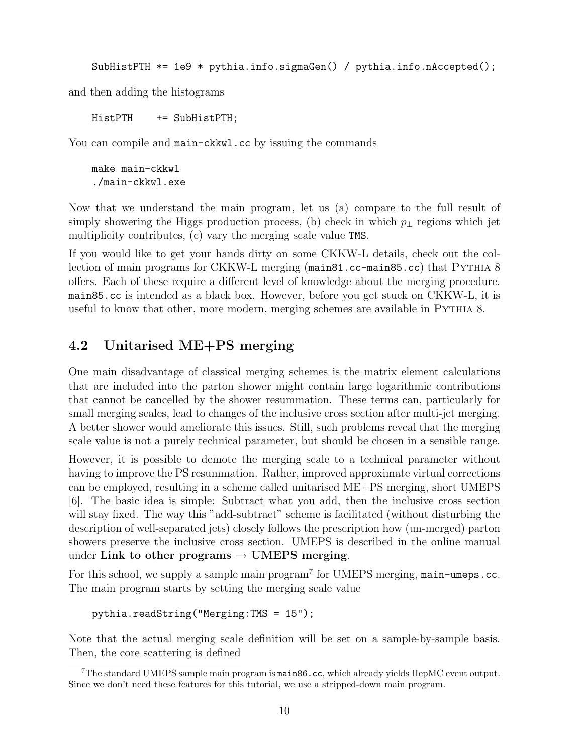```
SubHistPTH *= 1e9 * pythia.info.sigmaGen() / pythia.info.nAccepted();
```

and then adding the histograms

```
HistPTH    += SubHistPTH;
```

You can compile and `main-ckkwl.cc` by issuing the commands

```
make main-ckkwl
./main-ckkwl.exe
```

Now that we understand the main program, let us (a) compare to the full result of simply showering the Higgs production process, (b) check in which $p_\perp$ regions which jet multiplicity contributes, (c) vary the merging scale value `TMS`.

If you would like to get your hands dirty on some CKKW-L details, check out the collection of main programs for CKKW-L merging (`main81.cc`-`main85.cc`) that Pythia 8 offers. Each of these require a different level of knowledge about the merging procedure. `main85.cc` is intended as a black box. However, before you get stuck on CKKW-L, it is useful to know that other, more modern, merging schemes are available in Pythia 8.

## 4.2 Unitarised ME+PS merging

One main disadvantage of classical merging schemes is the matrix element calculations that are included into the parton shower might contain large logarithmic contributions that cannot be cancelled by the shower resummation. These terms can, particularly for small merging scales, lead to changes of the inclusive cross section after multi-jet merging. A better shower would ameliorate this issues. Still, such problems reveal that the merging scale value is not a purely technical parameter, but should be chosen in a sensible range.

However, it is possible to demote the merging scale to a technical parameter without having to improve the PS resummation. Rather, improved approximate virtual corrections can be employed, resulting in a scheme called unitarised ME+PS merging, short UMEPS [6]. The basic idea is simple: Subtract what you add, then the inclusive cross section will stay fixed. The way this "add-subtract" scheme is facilitated (without disturbing the description of well-separated jets) closely follows the prescription how (un-merged) parton showers preserve the inclusive cross section. UMEPS is described in the online manual under **Link to other programs → UMEPS merging**.

For this school, we supply a sample main program[7] for UMEPS merging, `main-umeps.cc`. The main program starts by setting the merging scale value

```
pythia.readString("Merging:TMS = 15");
```

Note that the actual merging scale definition will be set on a sample-by-sample basis. Then, the core scattering is defined

[7] The standard UMEPS sample main program is `main86.cc`, which already yields HepMC event output. Since we don't need these features for this tutorial, we use a stripped-down main program.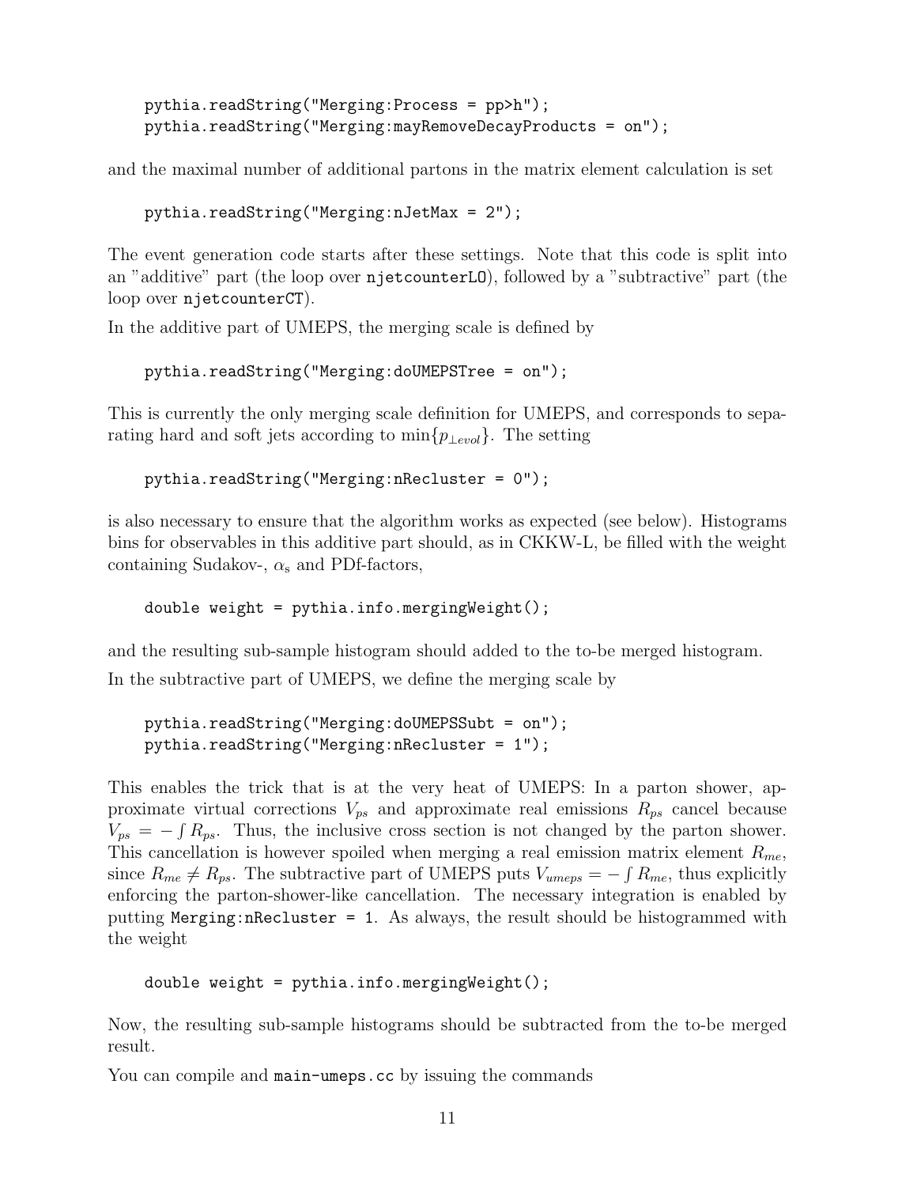```
pythia.readString("Merging:Process = pp>h");
pythia.readString("Merging:mayRemoveDecayProducts = on");
```

and the maximal number of additional partons in the matrix element calculation is set

```
pythia.readString("Merging:nJetMax = 2");
```

The event generation code starts after these settings. Note that this code is split into an "additive" part (the loop over `njetcounterLO`), followed by a "subtractive" part (the loop over `njetcounterCT`).

In the additive part of UMEPS, the merging scale is defined by

```
pythia.readString("Merging:doUMEPSTree = on");
```

This is currently the only merging scale definition for UMEPS, and corresponds to separating hard and soft jets according to $\min\{p_{\perp evol}\}$. The setting

```
pythia.readString("Merging:nRecluster = 0");
```

is also necessary to ensure that the algorithm works as expected (see below). Histograms bins for observables in this additive part should, as in CKKW-L, be filled with the weight containing Sudakov-, $\alpha_s$ and PDf-factors,

```
double weight = pythia.info.mergingWeight();
```

and the resulting sub-sample histogram should added to the to-be merged histogram.

In the subtractive part of UMEPS, we define the merging scale by

```
pythia.readString("Merging:doUMEPSSubt = on");
pythia.readString("Merging:nRecluster = 1");
```

This enables the trick that is at the very heat of UMEPS: In a parton shower, approximate virtual corrections $V_{ps}$ and approximate real emissions $R_{ps}$ cancel because $V_{ps} = -\int R_{ps}$. Thus, the inclusive cross section is not changed by the parton shower. This cancellation is however spoiled when merging a real emission matrix element $R_{me}$, since $R_{me} \neq R_{ps}$. The subtractive part of UMEPS puts $V_{umeps} = -\int R_{me}$, thus explicitly enforcing the parton-shower-like cancellation. The necessary integration is enabled by putting `Merging:nRecluster = 1`. As always, the result should be histogrammed with the weight

```
double weight = pythia.info.mergingWeight();
```

Now, the resulting sub-sample histograms should be subtracted from the to-be merged result.

You can compile and `main-umeps.cc` by issuing the commands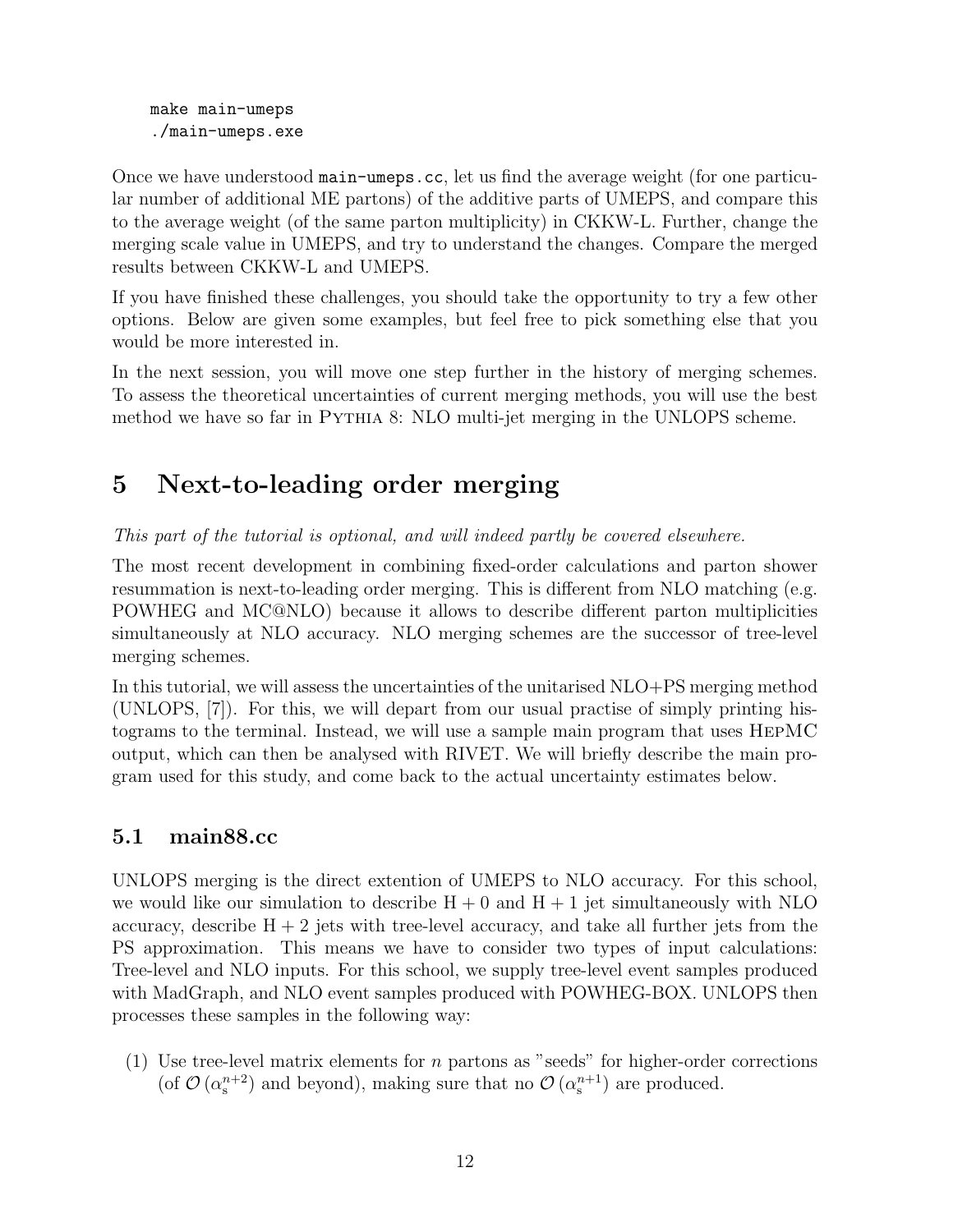```
make main-umeps
./main-umeps.exe
```

Once we have understood `main-umeps.cc`, let us find the average weight (for one particular number of additional ME partons) of the additive parts of UMEPS, and compare this to the average weight (of the same parton multiplicity) in CKKW-L. Further, change the merging scale value in UMEPS, and try to understand the changes. Compare the merged results between CKKW-L and UMEPS.

If you have finished these challenges, you should take the opportunity to try a few other options. Below are given some examples, but feel free to pick something else that you would be more interested in.

In the next session, you will move one step further in the history of merging schemes. To assess the theoretical uncertainties of current merging methods, you will use the best method we have so far in Pythia 8: NLO multi-jet merging in the UNLOPS scheme.

# 5 Next-to-leading order merging

*This part of the tutorial is optional, and will indeed partly be covered elsewhere.*

The most recent development in combining fixed-order calculations and parton shower resummation is next-to-leading order merging. This is different from NLO matching (e.g. POWHEG and MC@NLO) because it allows to describe different parton multiplicities simultaneously at NLO accuracy. NLO merging schemes are the successor of tree-level merging schemes.

In this tutorial, we will assess the uncertainties of the unitarised NLO+PS merging method (UNLOPS, [7]). For this, we will depart from our usual practise of simply printing histograms to the terminal. Instead, we will use a sample main program that uses HepMC output, which can then be analysed with RIVET. We will briefly describe the main program used for this study, and come back to the actual uncertainty estimates below.

## 5.1 main88.cc

UNLOPS merging is the direct extention of UMEPS to NLO accuracy. For this school, we would like our simulation to describe H + 0 and H + 1 jet simultaneously with NLO accuracy, describe H + 2 jets with tree-level accuracy, and take all further jets from the PS approximation. This means we have to consider two types of input calculations: Tree-level and NLO inputs. For this school, we supply tree-level event samples produced with MadGraph, and NLO event samples produced with POWHEG-BOX. UNLOPS then processes these samples in the following way:

(1) Use tree-level matrix elements for $n$ partons as "seeds" for higher-order corrections (of $\mathcal{O}(\alpha_s^{n+2})$ and beyond), making sure that no $\mathcal{O}(\alpha_s^{n+1})$ are produced.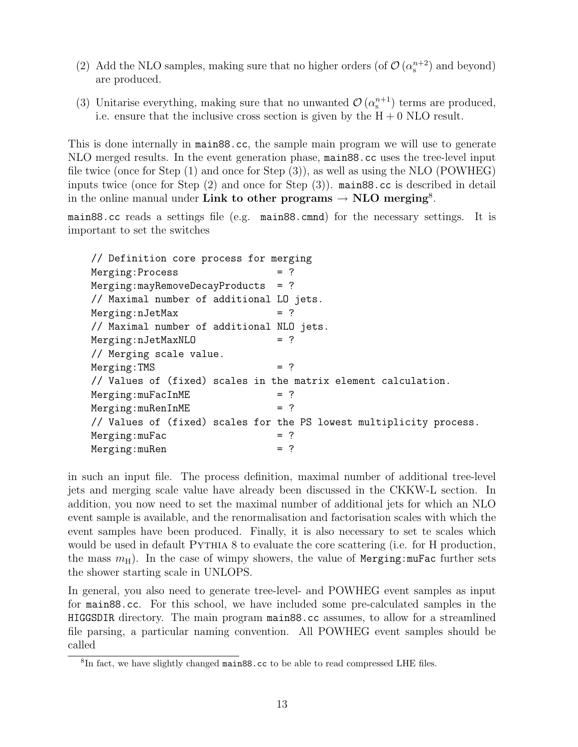(2) Add the NLO samples, making sure that no higher orders (of $\mathcal{O}(\alpha_s^{n+2})$ and beyond) are produced.

(3) Unitarise everything, making sure that no unwanted $\mathcal{O}(\alpha_s^{n+1})$ terms are produced, i.e. ensure that the inclusive cross section is given by the $\mathrm{H}+0$ NLO result.

This is done internally in `main88.cc`, the sample main program we will use to generate NLO merged results. In the event generation phase, `main88.cc` uses the tree-level input file twice (once for Step (1) and once for Step (3)), as well as using the NLO (POWHEG) inputs twice (once for Step (2) and once for Step (3)). `main88.cc` is described in detail in the online manual under **Link to other programs → NLO merging**[8].

`main88.cc` reads a settings file (e.g. `main88.cmnd`) for the necessary settings. It is important to set the switches

```
// Definition core process for merging
Merging:Process                 = ?
Merging:mayRemoveDecayProducts  = ?
// Maximal number of additional LO jets.
Merging:nJetMax                 = ?
// Maximal number of additional NLO jets.
Merging:nJetMaxNLO              = ?
// Merging scale value.
Merging:TMS                     = ?
// Values of (fixed) scales in the matrix element calculation.
Merging:muFacInME               = ?
Merging:muRenInME               = ?
// Values of (fixed) scales for the PS lowest multiplicity process.
Merging:muFac                   = ?
Merging:muRen                   = ?
```

in such an input file. The process definition, maximal number of additional tree-level jets and merging scale value have already been discussed in the CKKW-L section. In addition, you now need to set the maximal number of additional jets for which an NLO event sample is available, and the renormalisation and factorisation scales with which the event samples have been produced. Finally, it is also necessary to set te scales which would be used in default PYTHIA 8 to evaluate the core scattering (i.e. for H production, the mass $m_{\mathrm{H}}$). In the case of wimpy showers, the value of `Merging:muFac` further sets the shower starting scale in UNLOPS.

In general, you also need to generate tree-level- and POWHEG event samples as input for `main88.cc`. For this school, we have included some pre-calculated samples in the `HIGGSDIR` directory. The main program `main88.cc` assumes, to allow for a streamlined file parsing, a particular naming convention. All POWHEG event samples should be called

[8] In fact, we have slightly changed `main88.cc` to be able to read compressed LHE files.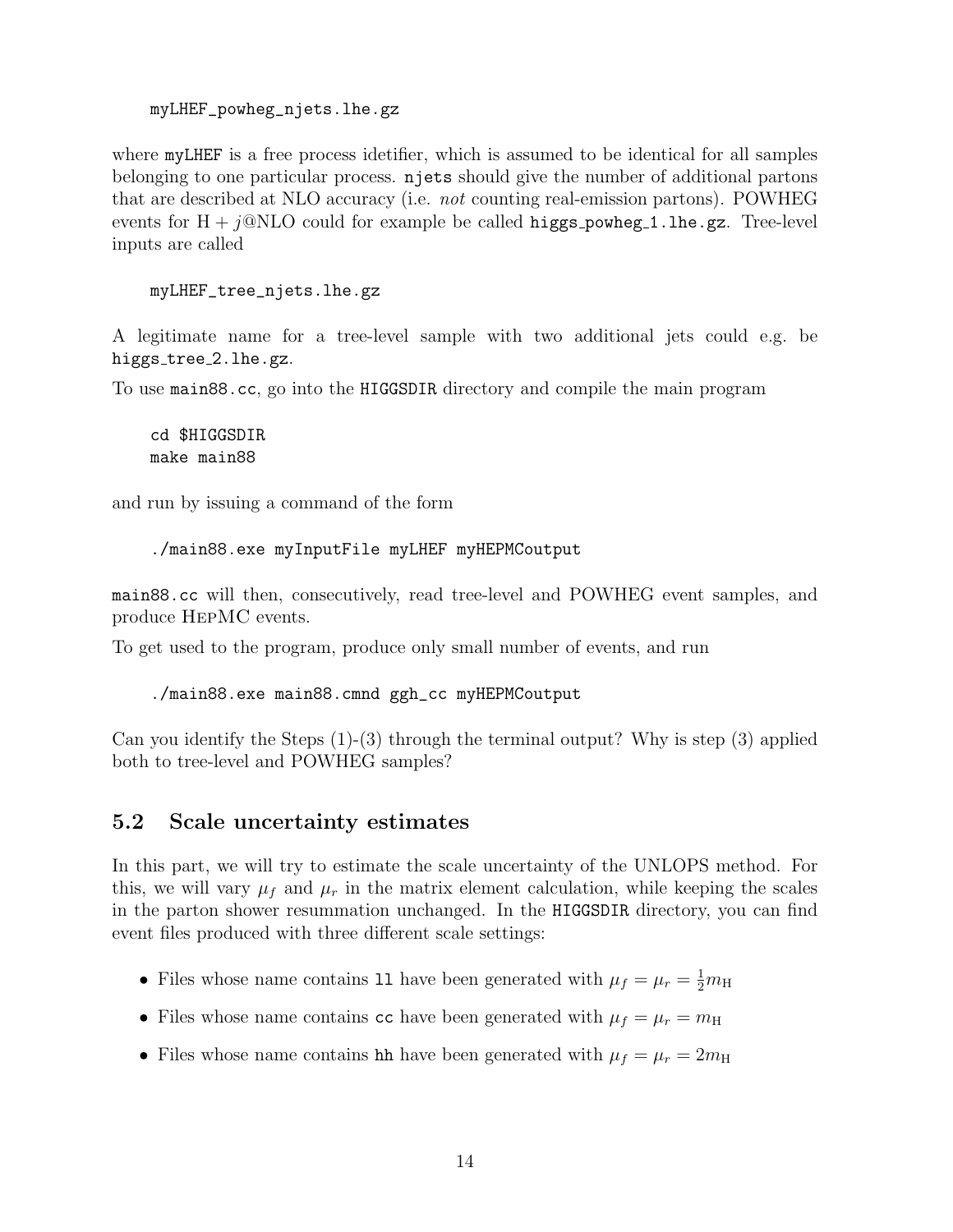```
myLHEF_powheg_njets.lhe.gz
```

where `myLHEF` is a free process idetifier, which is assumed to be identical for all samples belonging to one particular process. `njets` should give the number of additional partons that are described at NLO accuracy (i.e. *not* counting real-emission partons). POWHEG events for $\mathrm{H}+j$@NLO could for example be called `higgs_powheg_1.lhe.gz`. Tree-level inputs are called

```
myLHEF_tree_njets.lhe.gz
```

A legitimate name for a tree-level sample with two additional jets could e.g. be `higgs_tree_2.lhe.gz`.

To use `main88.cc`, go into the `HIGGSDIR` directory and compile the main program

```
cd $HIGGSDIR
make main88
```

and run by issuing a command of the form

```
./main88.exe myInputFile myLHEF myHEPMCoutput
```

`main88.cc` will then, consecutively, read tree-level and POWHEG event samples, and produce HepMC events.

To get used to the program, produce only small number of events, and run

```
./main88.exe main88.cmnd ggh_cc myHEPMCoutput
```

Can you identify the Steps (1)-(3) through the terminal output? Why is step (3) applied both to tree-level and POWHEG samples?

## 5.2 Scale uncertainty estimates

In this part, we will try to estimate the scale uncertainty of the UNLOPS method. For this, we will vary $\mu_f$ and $\mu_r$ in the matrix element calculation, while keeping the scales in the parton shower resummation unchanged. In the `HIGGSDIR` directory, you can find event files produced with three different scale settings:

- Files whose name contains `ll` have been generated with $\mu_f = \mu_r = \frac{1}{2}m_{\mathrm{H}}$
- Files whose name contains `cc` have been generated with $\mu_f = \mu_r = m_{\mathrm{H}}$
- Files whose name contains `hh` have been generated with $\mu_f = \mu_r = 2m_{\mathrm{H}}$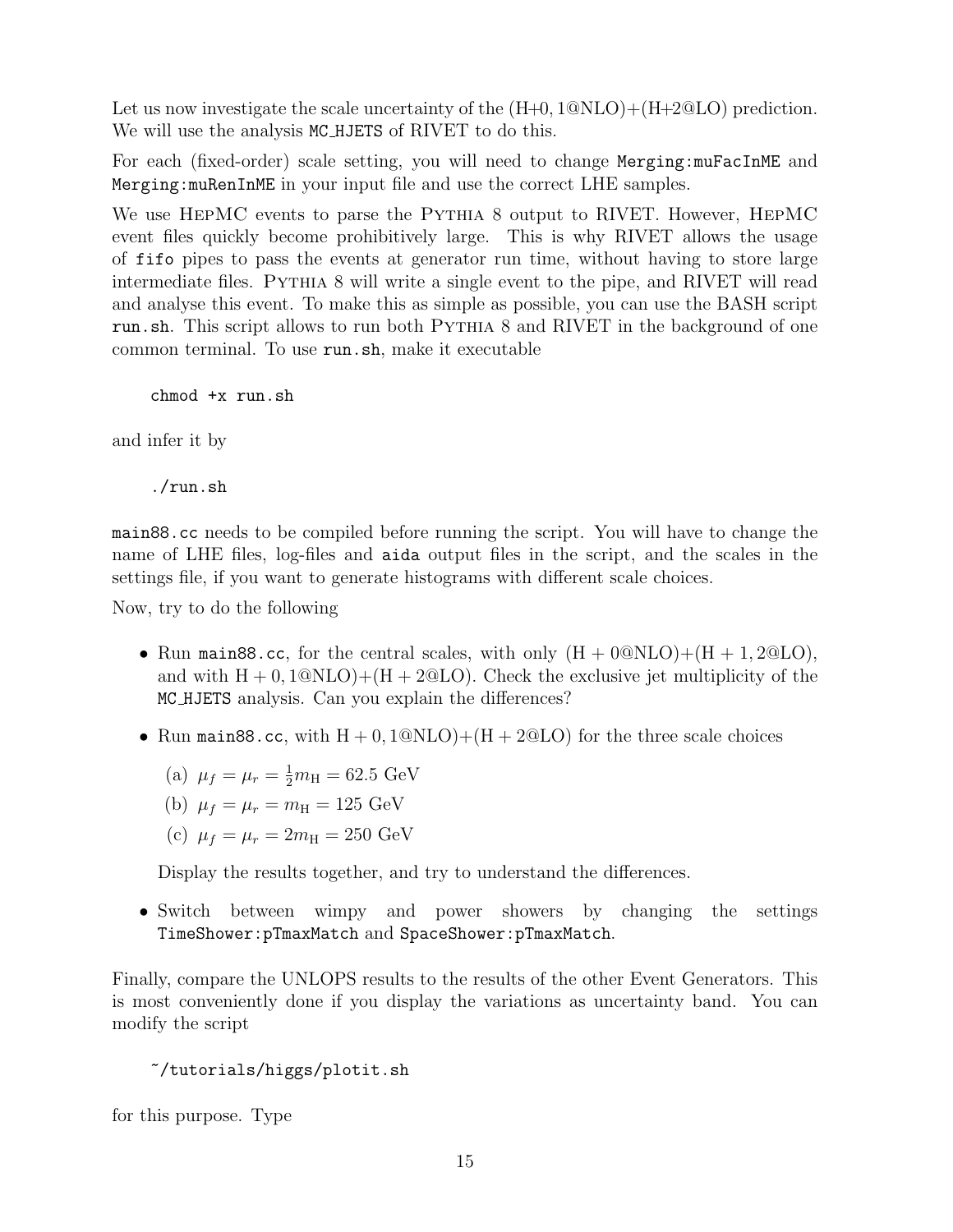Let us now investigate the scale uncertainty of the (H+0, 1@NLO)+(H+2@LO) prediction. We will use the analysis `MC_HJETS` of RIVET to do this.

For each (fixed-order) scale setting, you will need to change `Merging:muFacInME` and `Merging:muRenInME` in your input file and use the correct LHE samples.

We use HepMC events to parse the Pythia 8 output to RIVET. However, HepMC event files quickly become prohibitively large. This is why RIVET allows the usage of `fifo` pipes to pass the events at generator run time, without having to store large intermediate files. Pythia 8 will write a single event to the pipe, and RIVET will read and analyse this event. To make this as simple as possible, you can use the BASH script `run.sh`. This script allows to run both Pythia 8 and RIVET in the background of one common terminal. To use `run.sh`, make it executable

```
chmod +x run.sh
```

and infer it by

```
./run.sh
```

`main88.cc` needs to be compiled before running the script. You will have to change the name of LHE files, log-files and `aida` output files in the script, and the scales in the settings file, if you want to generate histograms with different scale choices.

Now, try to do the following

- Run `main88.cc`, for the central scales, with only (H + 0@NLO)+(H + 1, 2@LO), and with H + 0, 1@NLO)+(H + 2@LO). Check the exclusive jet multiplicity of the `MC_HJETS` analysis. Can you explain the differences?
- Run `main88.cc`, with H + 0, 1@NLO)+(H + 2@LO) for the three scale choices
  (a) $\mu_f = \mu_r = \frac{1}{2}m_{\mathrm{H}} = 62.5$ GeV
  (b) $\mu_f = \mu_r = m_{\mathrm{H}} = 125$ GeV
  (c) $\mu_f = \mu_r = 2m_{\mathrm{H}} = 250$ GeV

  Display the results together, and try to understand the differences.
- Switch between wimpy and power showers by changing the settings `TimeShower:pTmaxMatch` and `SpaceShower:pTmaxMatch`.

Finally, compare the UNLOPS results to the results of the other Event Generators. This is most conveniently done if you display the variations as uncertainty band. You can modify the script

```
~/tutorials/higgs/plotit.sh
```

for this purpose. Type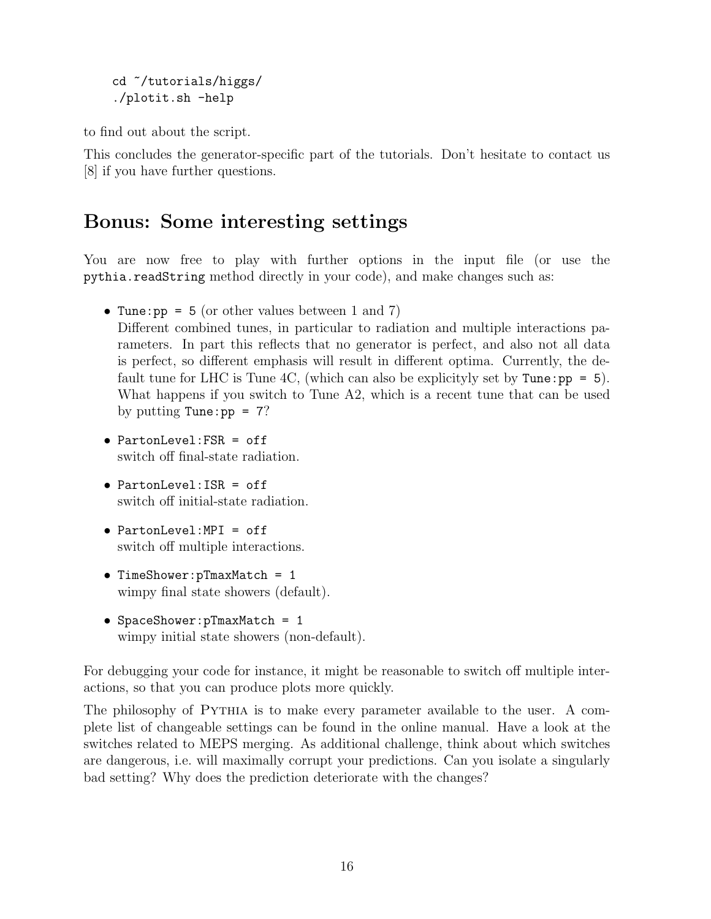```
cd ~/tutorials/higgs/
./plotit.sh -help
```

to find out about the script.

This concludes the generator-specific part of the tutorials. Don't hesitate to contact us [8] if you have further questions.

## Bonus: Some interesting settings

You are now free to play with further options in the input file (or use the `pythia.readString` method directly in your code), and make changes such as:

- `Tune:pp = 5` (or other values between 1 and 7)
  Different combined tunes, in particular to radiation and multiple interactions parameters. In part this reflects that no generator is perfect, and also not all data is perfect, so different emphasis will result in different optima. Currently, the default tune for LHC is Tune 4C, (which can also be explicityly set by `Tune:pp = 5`). What happens if you switch to Tune A2, which is a recent tune that can be used by putting `Tune:pp = 7`?
- `PartonLevel:FSR = off`
  switch off final-state radiation.
- `PartonLevel:ISR = off`
  switch off initial-state radiation.
- `PartonLevel:MPI = off`
  switch off multiple interactions.
- `TimeShower:pTmaxMatch = 1`
  wimpy final state showers (default).
- `SpaceShower:pTmaxMatch = 1`
  wimpy initial state showers (non-default).

For debugging your code for instance, it might be reasonable to switch off multiple interactions, so that you can produce plots more quickly.

The philosophy of Pythia is to make every parameter available to the user. A complete list of changeable settings can be found in the online manual. Have a look at the switches related to MEPS merging. As additional challenge, think about which switches are dangerous, i.e. will maximally corrupt your predictions. Can you isolate a singularly bad setting? Why does the prediction deteriorate with the changes?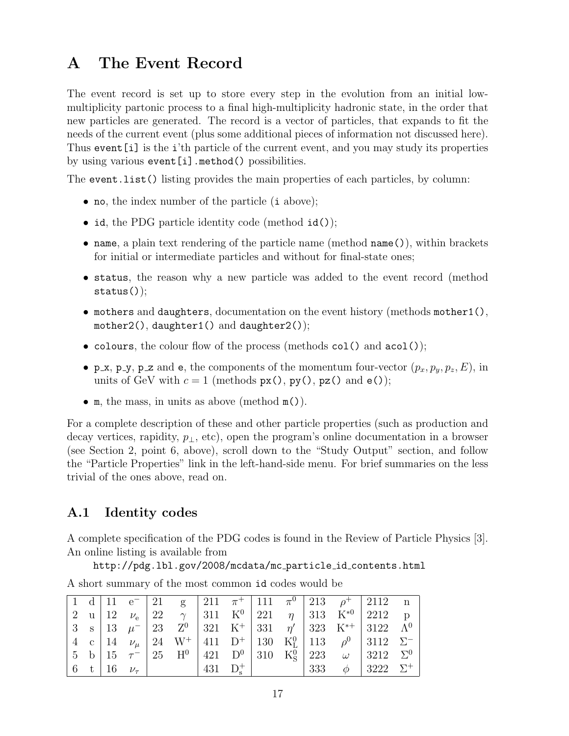# A The Event Record

The event record is set up to store every step in the evolution from an initial low-multiplicity partonic process to a final high-multiplicity hadronic state, in the order that new particles are generated. The record is a vector of particles, that expands to fit the needs of the current event (plus some additional pieces of information not discussed here). Thus `event[i]` is the `i`'th particle of the current event, and you may study its properties by using various `event[i].method()` possibilities.

The `event.list()` listing provides the main properties of each particles, by column:

- `no`, the index number of the particle (`i` above);
- `id`, the PDG particle identity code (method `id()`);
- `name`, a plain text rendering of the particle name (method `name()`), within brackets for initial or intermediate particles and without for final-state ones;
- `status`, the reason why a new particle was added to the event record (method `status()`);
- `mothers` and `daughters`, documentation on the event history (methods `mother1()`, `mother2()`, `daughter1()` and `daughter2()`);
- `colours`, the colour flow of the process (methods `col()` and `acol()`);
- `p_x`, `p_y`, `p_z` and `e`, the components of the momentum four-vector $(p_x, p_y, p_z, E)$, in units of GeV with $c = 1$ (methods `px()`, `py()`, `pz()` and `e()`);
- `m`, the mass, in units as above (method `m()`).

For a complete description of these and other particle properties (such as production and decay vertices, rapidity, $p_\perp$, etc), open the program's online documentation in a browser (see Section 2, point 6, above), scroll down to the "Study Output" section, and follow the "Particle Properties" link in the left-hand-side menu. For brief summaries on the less trivial of the ones above, read on.

## A.1 Identity codes

A complete specification of the PDG codes is found in the Review of Particle Physics [3]. An online listing is available from

`http://pdg.lbl.gov/2008/mcdata/mc_particle_id_contents.html`

A short summary of the most common `id` codes would be

| | | | | | | | | | | | | | | | |
|---|---|---|---|---|---|---|---|---|---|---|---|---|---|---|---|
| 1 | d | 11 | $e^-$ | 21 | g | 211 | $\pi^+$ | 111 | $\pi^0$ | 213 | $\rho^+$ | 2112 | n | | |
| 2 | u | 12 | $\nu_e$ | 22 | $\gamma$ | 311 | $K^0$ | 221 | $\eta$ | 313 | $K^{*0}$ | 2212 | p | | |
| 3 | s | 13 | $\mu^-$ | 23 | $Z^0$ | 321 | $K^+$ | 331 | $\eta'$ | 323 | $K^{*+}$ | 3122 | $\Lambda^0$ | | |
| 4 | c | 14 | $\nu_\mu$ | 24 | $W^+$ | 411 | $D^+$ | 130 | $K^0_L$ | 113 | $\rho^0$ | 3112 | $\Sigma^-$ | | |
| 5 | b | 15 | $\tau^-$ | 25 | $H^0$ | 421 | $D^0$ | 310 | $K^0_S$ | 223 | $\omega$ | 3212 | $\Sigma^0$ | | |
| 6 | t | 16 | $\nu_\tau$ | | | 431 | $D^+_s$ | | | 333 | $\phi$ | 3222 | $\Sigma^+$ | | |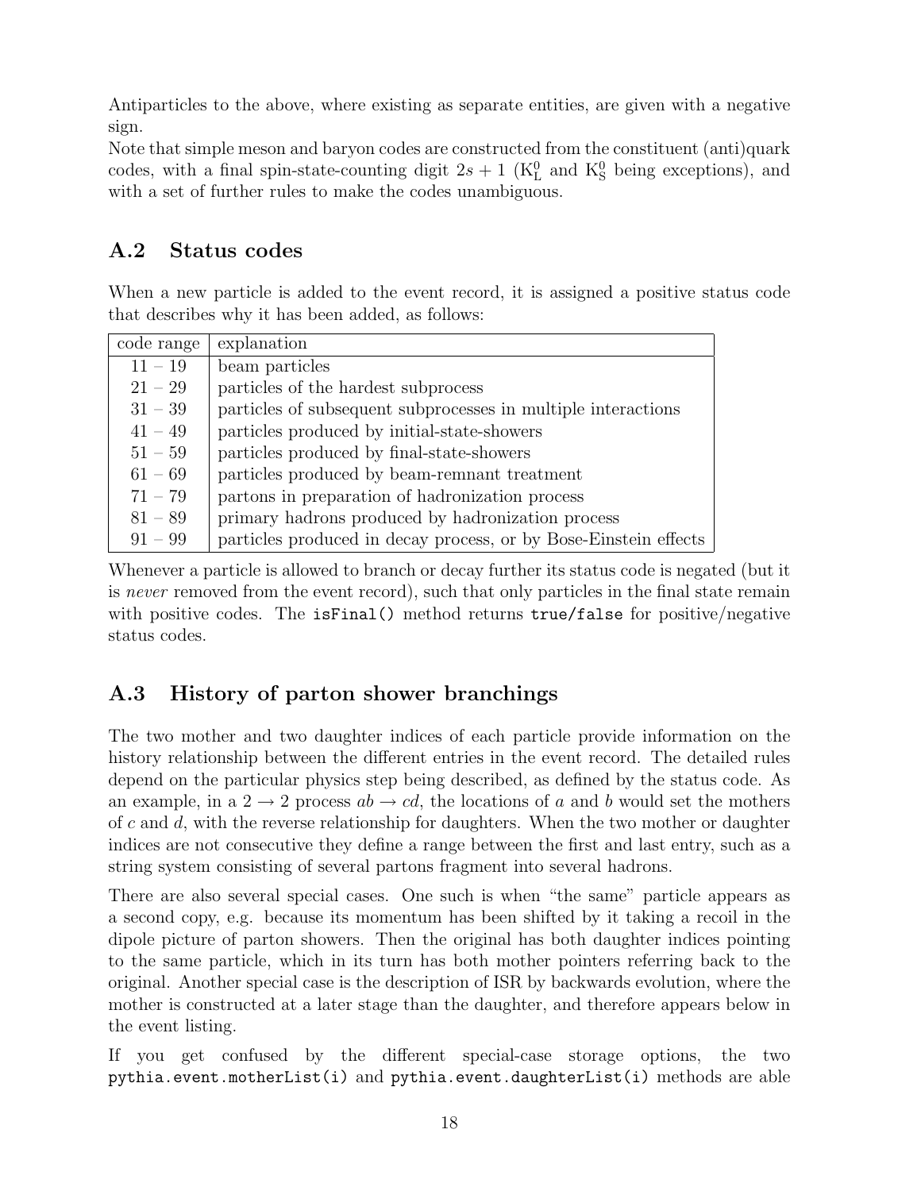Antiparticles to the above, where existing as separate entities, are given with a negative sign.
Note that simple meson and baryon codes are constructed from the constituent (anti)quark codes, with a final spin-state-counting digit $2s + 1$ ($K^0_L$ and $K^0_S$ being exceptions), and with a set of further rules to make the codes unambiguous.

## A.2 Status codes

When a new particle is added to the event record, it is assigned a positive status code that describes why it has been added, as follows:

| code range | explanation |
|---|---|
| $11 - 19$ | beam particles |
| $21 - 29$ | particles of the hardest subprocess |
| $31 - 39$ | particles of subsequent subprocesses in multiple interactions |
| $41 - 49$ | particles produced by initial-state-showers |
| $51 - 59$ | particles produced by final-state-showers |
| $61 - 69$ | particles produced by beam-remnant treatment |
| $71 - 79$ | partons in preparation of hadronization process |
| $81 - 89$ | primary hadrons produced by hadronization process |
| $91 - 99$ | particles produced in decay process, or by Bose-Einstein effects |

Whenever a particle is allowed to branch or decay further its status code is negated (but it is *never* removed from the event record), such that only particles in the final state remain with positive codes. The `isFinal()` method returns `true/false` for positive/negative status codes.

## A.3 History of parton shower branchings

The two mother and two daughter indices of each particle provide information on the history relationship between the different entries in the event record. The detailed rules depend on the particular physics step being described, as defined by the status code. As an example, in a $2 \to 2$ process $ab \to cd$, the locations of $a$ and $b$ would set the mothers of $c$ and $d$, with the reverse relationship for daughters. When the two mother or daughter indices are not consecutive they define a range between the first and last entry, such as a string system consisting of several partons fragment into several hadrons.

There are also several special cases. One such is when "the same" particle appears as a second copy, e.g. because its momentum has been shifted by it taking a recoil in the dipole picture of parton showers. Then the original has both daughter indices pointing to the same particle, which in its turn has both mother pointers referring back to the original. Another special case is the description of ISR by backwards evolution, where the mother is constructed at a later stage than the daughter, and therefore appears below in the event listing.

If you get confused by the different special-case storage options, the two `pythia.event.motherList(i)` and `pythia.event.daughterList(i)` methods are able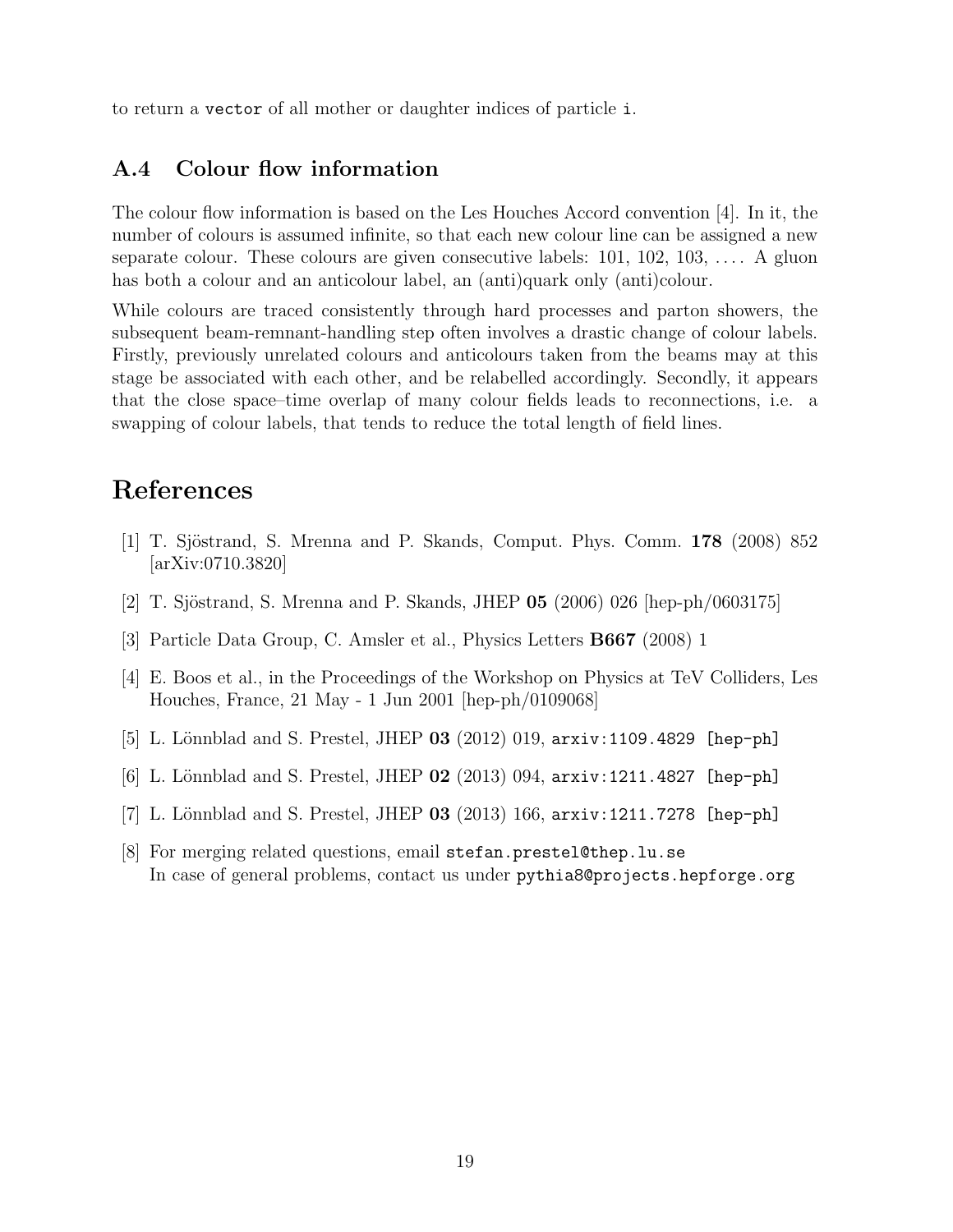to return a `vector` of all mother or daughter indices of particle `i`.

## A.4 Colour flow information

The colour flow information is based on the Les Houches Accord convention [4]. In it, the number of colours is assumed infinite, so that each new colour line can be assigned a new separate colour. These colours are given consecutive labels: 101, 102, 103, . . . . A gluon has both a colour and an anticolour label, an (anti)quark only (anti)colour.

While colours are traced consistently through hard processes and parton showers, the subsequent beam-remnant-handling step often involves a drastic change of colour labels. Firstly, previously unrelated colours and anticolours taken from the beams may at this stage be associated with each other, and be relabelled accordingly. Secondly, it appears that the close space–time overlap of many colour fields leads to reconnections, i.e. a swapping of colour labels, that tends to reduce the total length of field lines.

# References

[1] T. Sjöstrand, S. Mrenna and P. Skands, Comput. Phys. Comm. **178** (2008) 852 [arXiv:0710.3820]

[2] T. Sjöstrand, S. Mrenna and P. Skands, JHEP **05** (2006) 026 [hep-ph/0603175]

[3] Particle Data Group, C. Amsler et al., Physics Letters **B667** (2008) 1

[4] E. Boos et al., in the Proceedings of the Workshop on Physics at TeV Colliders, Les Houches, France, 21 May - 1 Jun 2001 [hep-ph/0109068]

[5] L. Lönnblad and S. Prestel, JHEP **03** (2012) 019, `arxiv:1109.4829 [hep-ph]`

[6] L. Lönnblad and S. Prestel, JHEP **02** (2013) 094, `arxiv:1211.4827 [hep-ph]`

[7] L. Lönnblad and S. Prestel, JHEP **03** (2013) 166, `arxiv:1211.7278 [hep-ph]`

[8] For merging related questions, email `stefan.prestel@thep.lu.se`
In case of general problems, contact us under `pythia8@projects.hepforge.org`